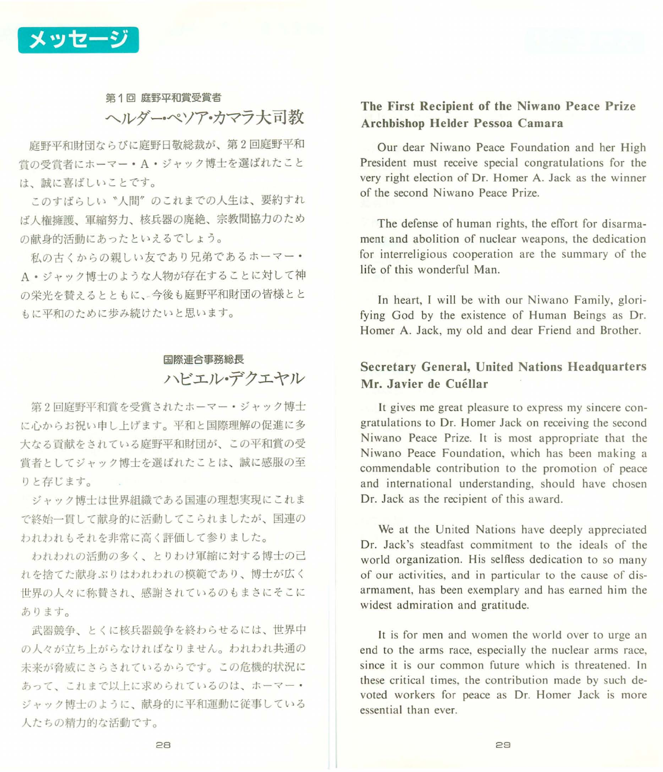# メッセージ

### 第1回 庭野平和賞受賞者
## ヘルダー・ペソア・カマラ大司教

庭野平和財団ならびに庭野日敬総裁が、第２回庭野平和賞の受賞者にホーマー・A・ジャック博士を選ばれたことは、誠に喜ばしいことです。

このすばらしい〝人間〟のこれまでの人生は、要約すれば人権擁護、軍縮努力、核兵器の廃絶、宗教間協力のための献身的活動にあったといえるでしょう。

私の古くからの親しい友であり兄弟であるホーマー・A・ジャック博士のような人物が存在することに対して神の栄光を賛えるとともに、今後も庭野平和財団の皆様とともに平和のために歩み続けたいと思います。

### 国際連合事務総長
## ハビエル・デクエヤル

第２回庭野平和賞を受賞されたホーマー・ジャック博士に心からお祝い申し上げます。平和と国際理解の促進に多大なる貢献をされている庭野平和財団が、この平和賞の受賞者としてジャック博士を選ばれたことは、誠に感服の至りと存じます。

ジャック博士は世界組織である国連の理想実現にこれまで終始一貫して献身的に活動してこられましたが、国連のわれわれもそれを非常に高く評価して参りました。

われわれの活動の多く、とりわけ軍縮に対する博士の己れを捨てた献身ぶりはわれわれの模範であり、博士が広く世界の人々に称賛され、感謝されているのもまさにそこにあります。

武器競争、とくに核兵器競争を終わらせるには、世界中の人々が立ち上がらなければなりません。われわれ共通の未来が脅威にさらされているからです。この危機的状況にあって、これまで以上に求められているのは、ホーマー・ジャック博士のように、献身的に平和運動に従事している人たちの精力的な活動です。

## The First Recipient of the Niwano Peace Prize Archbishop Helder Pessoa Camara

Our dear Niwano Peace Foundation and her High President must receive special congratulations for the very right election of Dr. Homer A. Jack as the winner of the second Niwano Peace Prize.

The defense of human rights, the effort for disarmament and abolition of nuclear weapons, the dedication for interreligious cooperation are the summary of the life of this wonderful Man.

In heart, I will be with our Niwano Family, glorifying God by the existence of Human Beings as Dr. Homer A. Jack, my old and dear Friend and Brother.

## Secretary General, United Nations Headquarters Mr. Javier de Cuéllar

It gives me great pleasure to express my sincere congratulations to Dr. Homer Jack on receiving the second Niwano Peace Prize. It is most appropriate that the Niwano Peace Foundation, which has been making a commendable contribution to the promotion of peace and international understanding, should have chosen Dr. Jack as the recipient of this award.

We at the United Nations have deeply appreciated Dr. Jack's steadfast commitment to the ideals of the world organization. His selfless dedication to so many of our activities, and in particular to the cause of disarmament, has been exemplary and has earned him the widest admiration and gratitude.

It is for men and women the world over to urge an end to the arms race, especially the nuclear arms race, since it is our common future which is threatened. In these critical times, the contribution made by such devoted workers for peace as Dr. Homer Jack is more essential than ever.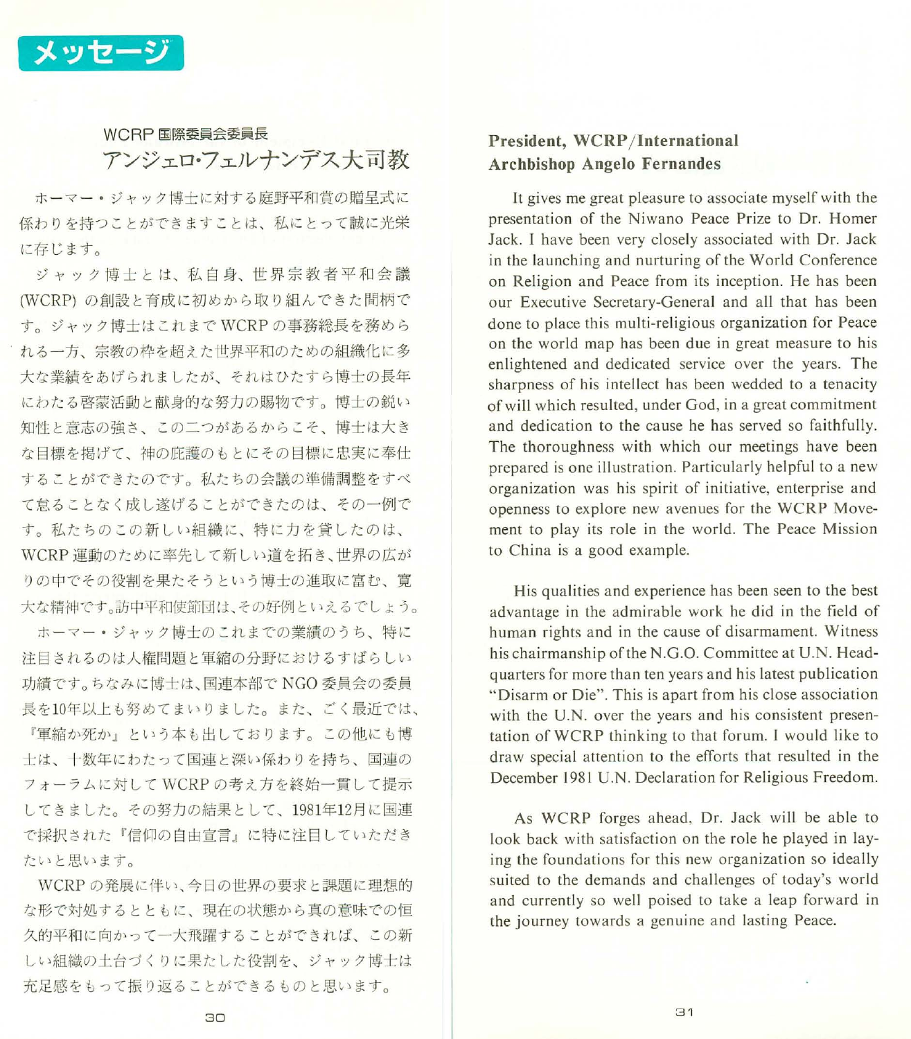# メッセージ

## WCRP 国際委員会委員長
## アンジェロ・フェルナンデス大司教

ホーマー・ジャック博士に対する庭野平和賞の贈呈式に係わりを持つことができますことは、私にとって誠に光栄に存じます。

ジャック博士とは、私自身、世界宗教者平和会議(WCRP) の創設と育成に初めから取り組んできた間柄です。ジャック博士はこれまで WCRP の事務総長を務められる一方、宗教の枠を超えた世界平和のための組織化に多大な業績をあげられましたが、それはひたすら博士の長年にわたる啓蒙活動と献身的な努力の賜物です。博士の鋭い知性と意志の強さ、この二つがあるからこそ、博士は大きな目標を掲げて、神の庇護のもとにその目標に忠実に奉仕することができたのです。私たちの会議の準備調整をすべて怠ることなく成し遂げることができたのは、その一例です。私たちのこの新しい組織に、特に力を貸したのは、WCRP 運動のために率先して新しい道を拓き、世界の広がりの中でその役割を果たそうという博士の進取に富む、寛大な精神です。訪中平和使節団は、その好例といえるでしょう。

ホーマー・ジャック博士のこれまでの業績のうち、特に注目されるのは人権問題と軍縮の分野におけるすばらしい功績です。ちなみに博士は、国連本部で NGO 委員会の委員長を10年以上も務めてまいりました。また、ごく最近では、『軍縮か死か』という本も出しております。この他にも博士は、十数年にわたって国連と深い係わりを持ち、国連のフォーラムに対して WCRP の考え方を終始一貫して提示してきました。その努力の結果として、1981年12月に国連で採択された『信仰の自由宣言』に特に注目していただきたいと思います。

WCRP の発展に伴い、今日の世界の要求と課題に理想的な形で対処するとともに、現在の状態から真の意味での恒久的平和に向かって一大飛躍することができれば、この新しい組織の土台づくりに果たした役割を、ジャック博士は充足感をもって振り返ることができるものと思います。

**President, WCRP/International**
**Archbishop Angelo Fernandes**

It gives me great pleasure to associate myself with the presentation of the Niwano Peace Prize to Dr. Homer Jack. I have been very closely associated with Dr. Jack in the launching and nurturing of the World Conference on Religion and Peace from its inception. He has been our Executive Secretary-General and all that has been done to place this multi-religious organization for Peace on the world map has been due in great measure to his enlightened and dedicated service over the years. The sharpness of his intellect has been wedded to a tenacity of will which resulted, under God, in a great commitment and dedication to the cause he has served so faithfully. The thoroughness with which our meetings have been prepared is one illustration. Particularly helpful to a new organization was his spirit of initiative, enterprise and openness to explore new avenues for the WCRP Movement to play its role in the world. The Peace Mission to China is a good example.

His qualities and experience has been seen to the best advantage in the admirable work he did in the field of human rights and in the cause of disarmament. Witness his chairmanship of the N.G.O. Committee at U.N. Headquarters for more than ten years and his latest publication "Disarm or Die". This is apart from his close association with the U.N. over the years and his consistent presentation of WCRP thinking to that forum. I would like to draw special attention to the efforts that resulted in the December 1981 U.N. Declaration for Religious Freedom.

As WCRP forges ahead, Dr. Jack will be able to look back with satisfaction on the role he played in laying the foundations for this new organization so ideally suited to the demands and challenges of today's world and currently so well poised to take a leap forward in the journey towards a genuine and lasting Peace.